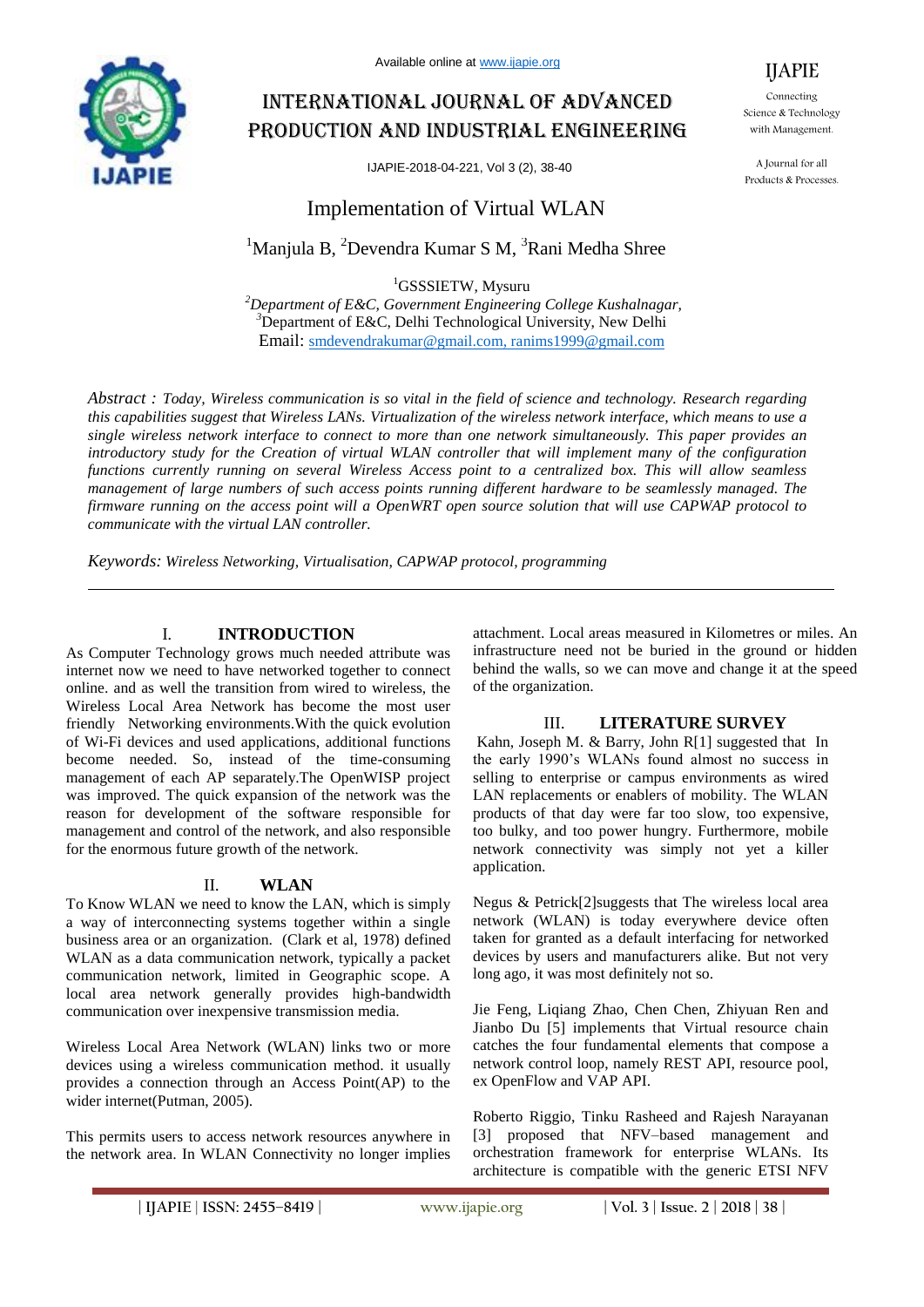# Implementation of Virtual WLAN

[1]Manjula B, [2]Devendra Kumar S M, [3]Rani Medha Shree

[1]GSSSIETW, Mysuru
[2]*Department of E&C, Government Engineering College Kushalnagar,*
[3]Department of E&C, Delhi Technological University, New Delhi
Email: smdevendrakumar@gmail.com, ranims1999@gmail.com

*Abstract : Today, Wireless communication is so vital in the field of science and technology. Research regarding this capabilities suggest that Wireless LANs. Virtualization of the wireless network interface, which means to use a single wireless network interface to connect to more than one network simultaneously. This paper provides an introductory study for the Creation of virtual WLAN controller that will implement many of the configuration functions currently running on several Wireless Access point to a centralized box. This will allow seamless management of large numbers of such access points running different hardware to be seamlessly managed. The firmware running on the access point will a OpenWRT open source solution that will use CAPWAP protocol to communicate with the virtual LAN controller.*

*Keywords: Wireless Networking, Virtualisation, CAPWAP protocol, programming*

## I. INTRODUCTION

As Computer Technology grows much needed attribute was internet now we need to have networked together to connect online. and as well the transition from wired to wireless, the Wireless Local Area Network has become the most user friendly Networking environments.With the quick evolution of Wi-Fi devices and used applications, additional functions become needed. So, instead of the time-consuming management of each AP separately.The OpenWISP project was improved. The quick expansion of the network was the reason for development of the software responsible for management and control of the network, and also responsible for the enormous future growth of the network.

## II. WLAN

To Know WLAN we need to know the LAN, which is simply a way of interconnecting systems together within a single business area or an organization. (Clark et al, 1978) defined WLAN as a data communication network, typically a packet communication network, limited in Geographic scope. A local area network generally provides high-bandwidth communication over inexpensive transmission media.

Wireless Local Area Network (WLAN) links two or more devices using a wireless communication method. it usually provides a connection through an Access Point(AP) to the wider internet(Putman, 2005).

This permits users to access network resources anywhere in the network area. In WLAN Connectivity no longer implies attachment. Local areas measured in Kilometres or miles. An infrastructure need not be buried in the ground or hidden behind the walls, so we can move and change it at the speed of the organization.

## III. LITERATURE SURVEY

Kahn, Joseph M. & Barry, John R[1] suggested that In the early 1990's WLANs found almost no success in selling to enterprise or campus environments as wired LAN replacements or enablers of mobility. The WLAN products of that day were far too slow, too expensive, too bulky, and too power hungry. Furthermore, mobile network connectivity was simply not yet a killer application.

Negus & Petrick[2]suggests that The wireless local area network (WLAN) is today everywhere device often taken for granted as a default interfacing for networked devices by users and manufacturers alike. But not very long ago, it was most definitely not so.

Jie Feng, Liqiang Zhao, Chen Chen, Zhiyuan Ren and Jianbo Du [5] implements that Virtual resource chain catches the four fundamental elements that compose a network control loop, namely REST API, resource pool, ex OpenFlow and VAP API.

Roberto Riggio, Tinku Rasheed and Rajesh Narayanan [3] proposed that NFV–based management and orchestration framework for enterprise WLANs. Its architecture is compatible with the generic ETSI NFV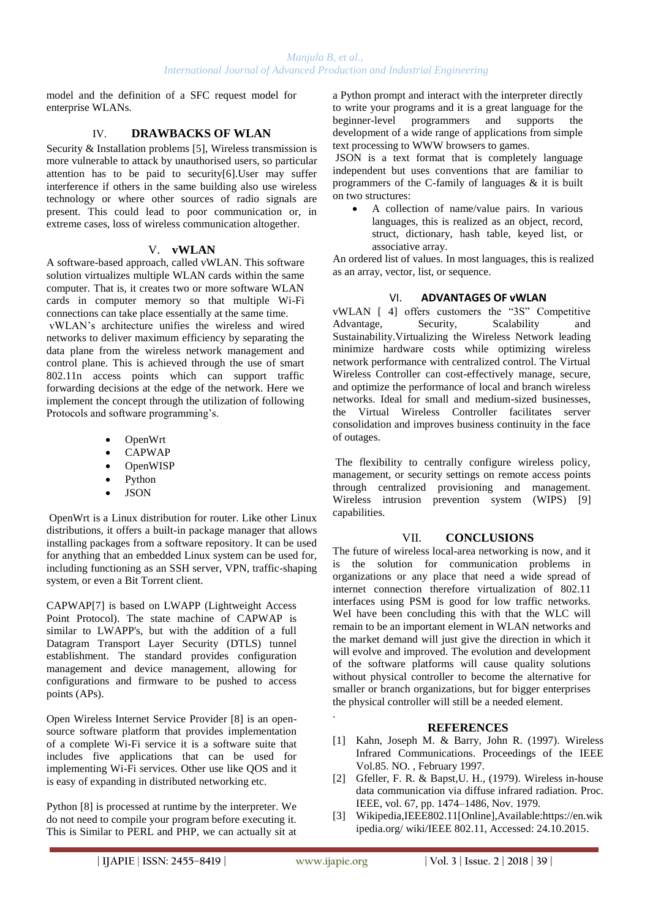model and the definition of a SFC request model for enterprise WLANs.

## IV. DRAWBACKS OF WLAN

Security & Installation problems [5], Wireless transmission is more vulnerable to attack by unauthorised users, so particular attention has to be paid to security[6].User may suffer interference if others in the same building also use wireless technology or where other sources of radio signals are present. This could lead to poor communication or, in extreme cases, loss of wireless communication altogether.

## V. vWLAN

A software-based approach, called vWLAN. This software solution virtualizes multiple WLAN cards within the same computer. That is, it creates two or more software WLAN cards in computer memory so that multiple Wi-Fi connections can take place essentially at the same time.

vWLAN's architecture unifies the wireless and wired networks to deliver maximum efficiency by separating the data plane from the wireless network management and control plane. This is achieved through the use of smart 802.11n access points which can support traffic forwarding decisions at the edge of the network. Here we implement the concept through the utilization of following Protocols and software programming's.

- OpenWrt
- CAPWAP
- OpenWISP
- Python
- JSON

OpenWrt is a Linux distribution for router. Like other Linux distributions, it offers a built-in package manager that allows installing packages from a software repository. It can be used for anything that an embedded Linux system can be used for, including functioning as an SSH server, VPN, traffic-shaping system, or even a Bit Torrent client.

CAPWAP[7] is based on LWAPP (Lightweight Access Point Protocol). The state machine of CAPWAP is similar to LWAPP's, but with the addition of a full Datagram Transport Layer Security (DTLS) tunnel establishment. The standard provides configuration management and device management, allowing for configurations and firmware to be pushed to access points (APs).

Open Wireless Internet Service Provider [8] is an open-source software platform that provides implementation of a complete Wi-Fi service it is a software suite that includes five applications that can be used for implementing Wi-Fi services. Other use like QOS and it is easy of expanding in distributed networking etc.

Python [8] is processed at runtime by the interpreter. We do not need to compile your program before executing it. This is Similar to PERL and PHP, we can actually sit at a Python prompt and interact with the interpreter directly to write your programs and it is a great language for the beginner-level programmers and supports the development of a wide range of applications from simple text processing to WWW browsers to games.

JSON is a text format that is completely language independent but uses conventions that are familiar to programmers of the C-family of languages & it is built on two structures:

- A collection of name/value pairs. In various languages, this is realized as an object, record, struct, dictionary, hash table, keyed list, or associative array.

An ordered list of values. In most languages, this is realized as an array, vector, list, or sequence.

## VI. ADVANTAGES OF vWLAN

vWLAN [ 4] offers customers the "3S" Competitive Advantage, Security, Scalability and Sustainability.Virtualizing the Wireless Network leading minimize hardware costs while optimizing wireless network performance with centralized control. The Virtual Wireless Controller can cost-effectively manage, secure, and optimize the performance of local and branch wireless networks. Ideal for small and medium-sized businesses, the Virtual Wireless Controller facilitates server consolidation and improves business continuity in the face of outages.

The flexibility to centrally configure wireless policy, management, or security settings on remote access points through centralized provisioning and management. Wireless intrusion prevention system (WIPS) [9] capabilities.

## VII. CONCLUSIONS

The future of wireless local-area networking is now, and it is the solution for communication problems in organizations or any place that need a wide spread of internet connection therefore virtualization of 802.11 interfaces using PSM is good for low traffic networks. WeI have been concluding this with that the WLC will remain to be an important element in WLAN networks and the market demand will just give the direction in which it will evolve and improved. The evolution and development of the software platforms will cause quality solutions without physical controller to become the alternative for smaller or branch organizations, but for bigger enterprises the physical controller will still be a needed element.

.

## REFERENCES

[1] Kahn, Joseph M. & Barry, John R. (1997). Wireless Infrared Communications. Proceedings of the IEEE Vol.85. NO. , February 1997.

[2] Gfeller, F. R. & Bapst,U. H., (1979). Wireless in-house data communication via diffuse infrared radiation. Proc. IEEE, vol. 67, pp. 1474–1486, Nov. 1979.

[3] Wikipedia,IEEE802.11[Online],Available:https://en.wikipedia.org/ wiki/IEEE 802.11, Accessed: 24.10.2015.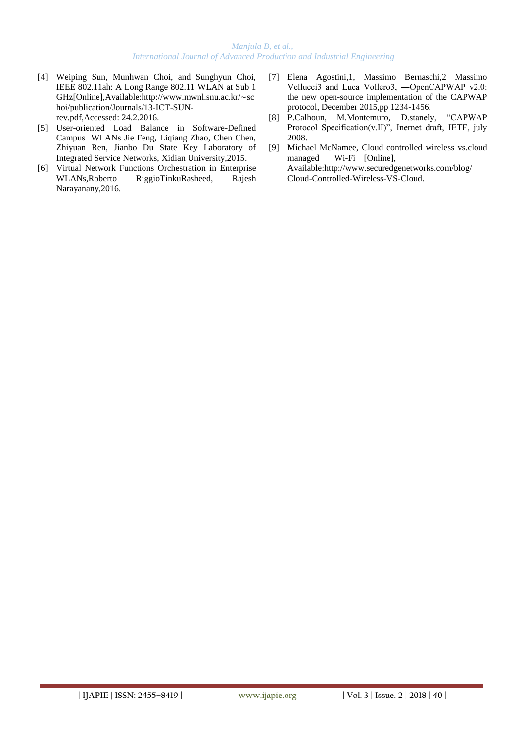[4] Weiping Sun, Munhwan Choi, and Sunghyun Choi, IEEE 802.11ah: A Long Range 802.11 WLAN at Sub 1 GHz[Online],Available:http://www.mwnl.snu.ac.kr/∼schoi/publication/Journals/13-ICT-SUN-rev.pdf,Accessed: 24.2.2016.

[5] User-oriented Load Balance in Software-Defined Campus WLANs Jie Feng, Liqiang Zhao, Chen Chen, Zhiyuan Ren, Jianbo Du State Key Laboratory of Integrated Service Networks, Xidian University,2015.

[6] Virtual Network Functions Orchestration in Enterprise WLANs,Roberto RiggioTinkuRasheed, Rajesh Narayanany,2016.

[7] Elena Agostini,1, Massimo Bernaschi,2 Massimo Vellucci3 and Luca Vollero3, ―OpenCAPWAP v2.0: the new open-source implementation of the CAPWAP protocol, December 2015,pp 1234-1456.

[8] P.Calhoun, M.Montemuro, D.stanely, "CAPWAP Protocol Specification(v.II)", Inernet draft, IETF, july 2008.

[9] Michael McNamee, Cloud controlled wireless vs.cloud managed Wi-Fi [Online], Available:http://www.securedgenetworks.com/blog/Cloud-Controlled-Wireless-VS-Cloud.